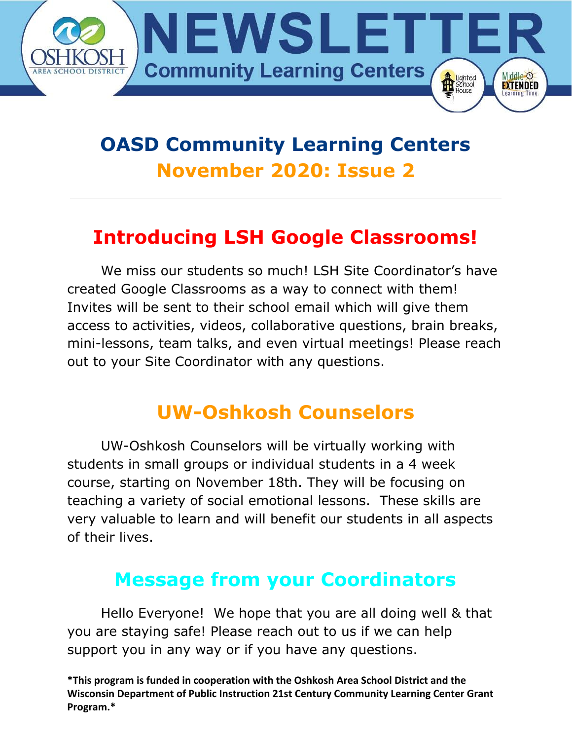# NEWSLETTER

**Community Learning Centers**

## OASD Community Learning Centers
## November 2020: Issue 2

---

## Introducing LSH Google Classrooms!

We miss our students so much! LSH Site Coordinator's have created Google Classrooms as a way to connect with them! Invites will be sent to their school email which will give them access to activities, videos, collaborative questions, brain breaks, mini-lessons, team talks, and even virtual meetings! Please reach out to your Site Coordinator with any questions.

## UW-Oshkosh Counselors

UW-Oshkosh Counselors will be virtually working with students in small groups or individual students in a 4 week course, starting on November 18th. They will be focusing on teaching a variety of social emotional lessons. These skills are very valuable to learn and will benefit our students in all aspects of their lives.

## Message from your Coordinators

Hello Everyone! We hope that you are all doing well & that you are staying safe! Please reach out to us if we can help support you in any way or if you have any questions.

**\*This program is funded in cooperation with the Oshkosh Area School District and the Wisconsin Department of Public Instruction 21st Century Community Learning Center Grant Program.\***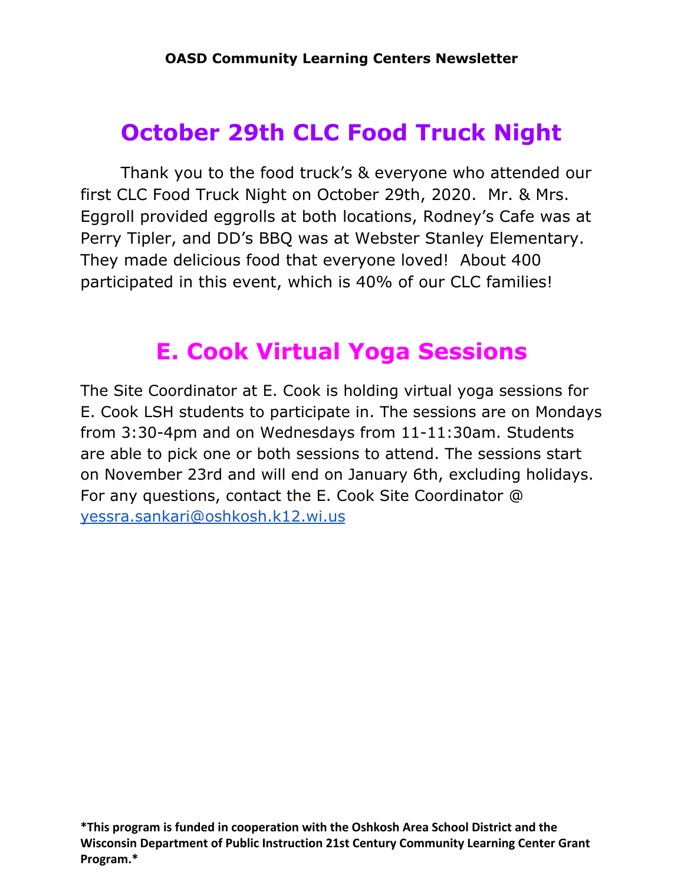# October 29th CLC Food Truck Night

Thank you to the food truck's & everyone who attended our first CLC Food Truck Night on October 29th, 2020. Mr. & Mrs. Eggroll provided eggrolls at both locations, Rodney's Cafe was at Perry Tipler, and DD's BBQ was at Webster Stanley Elementary. They made delicious food that everyone loved! About 400 participated in this event, which is 40% of our CLC families!

# E. Cook Virtual Yoga Sessions

The Site Coordinator at E. Cook is holding virtual yoga sessions for E. Cook LSH students to participate in. The sessions are on Mondays from 3:30-4pm and on Wednesdays from 11-11:30am. Students are able to pick one or both sessions to attend. The sessions start on November 23rd and will end on January 6th, excluding holidays. For any questions, contact the E. Cook Site Coordinator @ yessra.sankari@oshkosh.k12.wi.us

**\*This program is funded in cooperation with the Oshkosh Area School District and the Wisconsin Department of Public Instruction 21st Century Community Learning Center Grant Program.\***